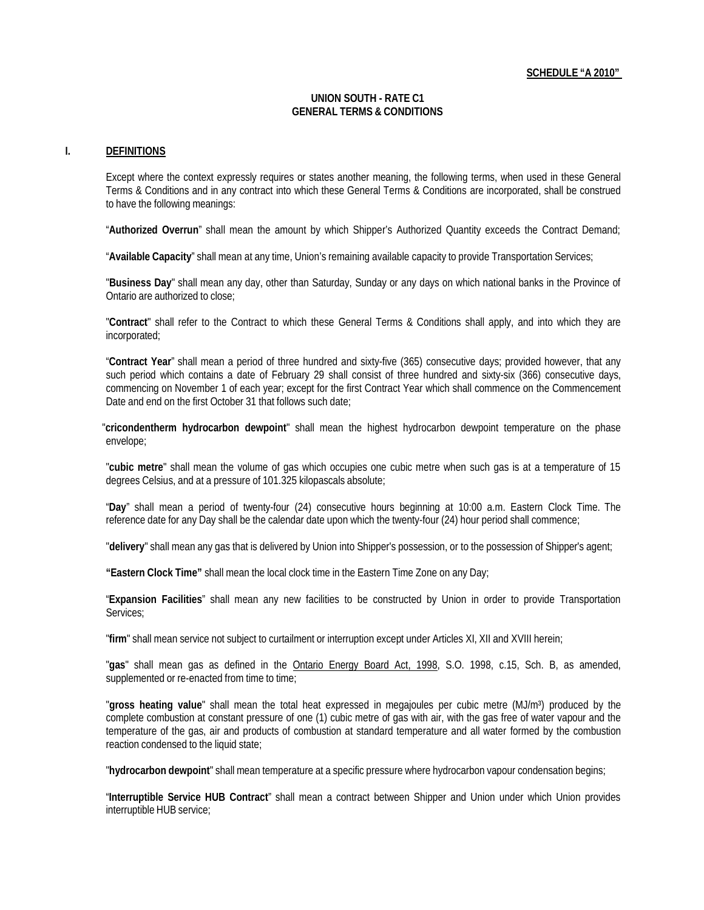**SCHEDULE "A 2010"**

# UNION SOUTH - RATE C1
# GENERAL TERMS & CONDITIONS

## I. DEFINITIONS

Except where the context expressly requires or states another meaning, the following terms, when used in these General Terms & Conditions and in any contract into which these General Terms & Conditions are incorporated, shall be construed to have the following meanings:

"**Authorized Overrun**" shall mean the amount by which Shipper's Authorized Quantity exceeds the Contract Demand;

"**Available Capacity**" shall mean at any time, Union's remaining available capacity to provide Transportation Services;

"**Business Day**" shall mean any day, other than Saturday, Sunday or any days on which national banks in the Province of Ontario are authorized to close;

"**Contract**" shall refer to the Contract to which these General Terms & Conditions shall apply, and into which they are incorporated;

"**Contract Year**" shall mean a period of three hundred and sixty-five (365) consecutive days; provided however, that any such period which contains a date of February 29 shall consist of three hundred and sixty-six (366) consecutive days, commencing on November 1 of each year; except for the first Contract Year which shall commence on the Commencement Date and end on the first October 31 that follows such date;

"**cricondentherm hydrocarbon dewpoint**" shall mean the highest hydrocarbon dewpoint temperature on the phase envelope;

"**cubic metre**" shall mean the volume of gas which occupies one cubic metre when such gas is at a temperature of 15 degrees Celsius, and at a pressure of 101.325 kilopascals absolute;

"**Day**" shall mean a period of twenty-four (24) consecutive hours beginning at 10:00 a.m. Eastern Clock Time. The reference date for any Day shall be the calendar date upon which the twenty-four (24) hour period shall commence;

"**delivery**" shall mean any gas that is delivered by Union into Shipper's possession, or to the possession of Shipper's agent;

**"Eastern Clock Time"** shall mean the local clock time in the Eastern Time Zone on any Day;

"**Expansion Facilities**" shall mean any new facilities to be constructed by Union in order to provide Transportation Services;

"**firm**" shall mean service not subject to curtailment or interruption except under Articles XI, XII and XVIII herein;

"**gas**" shall mean gas as defined in the Ontario Energy Board Act, 1998, S.O. 1998, c.15, Sch. B, as amended, supplemented or re-enacted from time to time;

"**gross heating value**" shall mean the total heat expressed in megajoules per cubic metre ($MJ/m^3$) produced by the complete combustion at constant pressure of one (1) cubic metre of gas with air, with the gas free of water vapour and the temperature of the gas, air and products of combustion at standard temperature and all water formed by the combustion reaction condensed to the liquid state;

"**hydrocarbon dewpoint**" shall mean temperature at a specific pressure where hydrocarbon vapour condensation begins;

"**Interruptible Service HUB Contract**" shall mean a contract between Shipper and Union under which Union provides interruptible HUB service;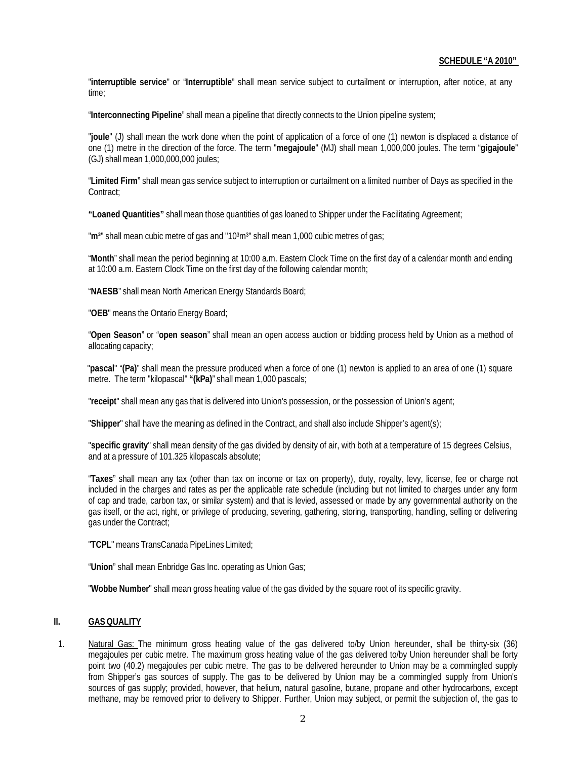**SCHEDULE "A 2010"**

"**interruptible service**" or "**Interruptible**" shall mean service subject to curtailment or interruption, after notice, at any time;

"**Interconnecting Pipeline**" shall mean a pipeline that directly connects to the Union pipeline system;

"**joule**" (J) shall mean the work done when the point of application of a force of one (1) newton is displaced a distance of one (1) metre in the direction of the force. The term "**megajoule**" (MJ) shall mean 1,000,000 joules. The term "**gigajoule**" (GJ) shall mean 1,000,000,000 joules;

"**Limited Firm**" shall mean gas service subject to interruption or curtailment on a limited number of Days as specified in the Contract;

**"Loaned Quantities"** shall mean those quantities of gas loaned to Shipper under the Facilitating Agreement;

"**$m^3$**" shall mean cubic metre of gas and "$10^3m^3$" shall mean 1,000 cubic metres of gas;

"**Month**" shall mean the period beginning at 10:00 a.m. Eastern Clock Time on the first day of a calendar month and ending at 10:00 a.m. Eastern Clock Time on the first day of the following calendar month;

"**NAESB**" shall mean North American Energy Standards Board;

"**OEB**" means the Ontario Energy Board;

"**Open Season**" or "**open season**" shall mean an open access auction or bidding process held by Union as a method of allocating capacity;

"**pascal**" "**(Pa)**" shall mean the pressure produced when a force of one (1) newton is applied to an area of one (1) square metre. The term "kilopascal" **"(kPa)"** shall mean 1,000 pascals;

"**receipt**" shall mean any gas that is delivered into Union's possession, or the possession of Union's agent;

"**Shipper**" shall have the meaning as defined in the Contract, and shall also include Shipper's agent(s);

"**specific gravity**" shall mean density of the gas divided by density of air, with both at a temperature of 15 degrees Celsius, and at a pressure of 101.325 kilopascals absolute;

"**Taxes**" shall mean any tax (other than tax on income or tax on property), duty, royalty, levy, license, fee or charge not included in the charges and rates as per the applicable rate schedule (including but not limited to charges under any form of cap and trade, carbon tax, or similar system) and that is levied, assessed or made by any governmental authority on the gas itself, or the act, right, or privilege of producing, severing, gathering, storing, transporting, handling, selling or delivering gas under the Contract;

"**TCPL**" means TransCanada PipeLines Limited;

"**Union**" shall mean Enbridge Gas Inc. operating as Union Gas;

"**Wobbe Number**" shall mean gross heating value of the gas divided by the square root of its specific gravity.

## II. GAS QUALITY

1. Natural Gas: The minimum gross heating value of the gas delivered to/by Union hereunder, shall be thirty-six (36) megajoules per cubic metre. The maximum gross heating value of the gas delivered to/by Union hereunder shall be forty point two (40.2) megajoules per cubic metre. The gas to be delivered hereunder to Union may be a commingled supply from Shipper's gas sources of supply. The gas to be delivered by Union may be a commingled supply from Union's sources of gas supply; provided, however, that helium, natural gasoline, butane, propane and other hydrocarbons, except methane, may be removed prior to delivery to Shipper. Further, Union may subject, or permit the subjection of, the gas to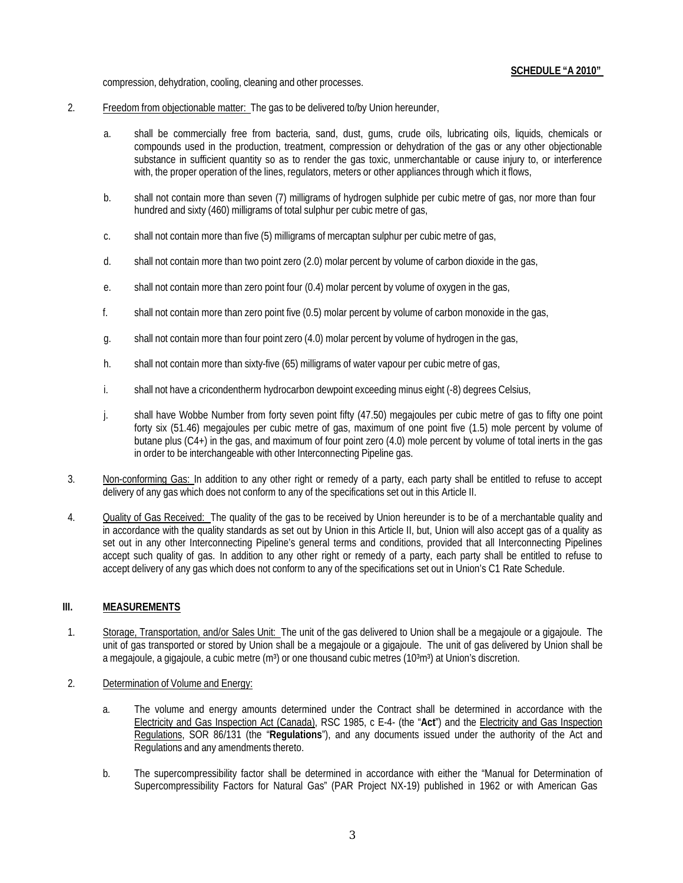compression, dehydration, cooling, cleaning and other processes.

2. Freedom from objectionable matter: The gas to be delivered to/by Union hereunder,

   a. shall be commercially free from bacteria, sand, dust, gums, crude oils, lubricating oils, liquids, chemicals or compounds used in the production, treatment, compression or dehydration of the gas or any other objectionable substance in sufficient quantity so as to render the gas toxic, unmerchantable or cause injury to, or interference with, the proper operation of the lines, regulators, meters or other appliances through which it flows,

   b. shall not contain more than seven (7) milligrams of hydrogen sulphide per cubic metre of gas, nor more than four hundred and sixty (460) milligrams of total sulphur per cubic metre of gas,

   c. shall not contain more than five (5) milligrams of mercaptan sulphur per cubic metre of gas,

   d. shall not contain more than two point zero (2.0) molar percent by volume of carbon dioxide in the gas,

   e. shall not contain more than zero point four (0.4) molar percent by volume of oxygen in the gas,

   f. shall not contain more than zero point five (0.5) molar percent by volume of carbon monoxide in the gas,

   g. shall not contain more than four point zero (4.0) molar percent by volume of hydrogen in the gas,

   h. shall not contain more than sixty-five (65) milligrams of water vapour per cubic metre of gas,

   i. shall not have a cricondentherm hydrocarbon dewpoint exceeding minus eight (-8) degrees Celsius,

   j. shall have Wobbe Number from forty seven point fifty (47.50) megajoules per cubic metre of gas to fifty one point forty six (51.46) megajoules per cubic metre of gas, maximum of one point five (1.5) mole percent by volume of butane plus (C4+) in the gas, and maximum of four point zero (4.0) mole percent by volume of total inerts in the gas in order to be interchangeable with other Interconnecting Pipeline gas.

3. Non-conforming Gas: In addition to any other right or remedy of a party, each party shall be entitled to refuse to accept delivery of any gas which does not conform to any of the specifications set out in this Article II.

4. Quality of Gas Received: The quality of the gas to be received by Union hereunder is to be of a merchantable quality and in accordance with the quality standards as set out by Union in this Article II, but, Union will also accept gas of a quality as set out in any other Interconnecting Pipeline's general terms and conditions, provided that all Interconnecting Pipelines accept such quality of gas. In addition to any other right or remedy of a party, each party shall be entitled to refuse to accept delivery of any gas which does not conform to any of the specifications set out in Union's C1 Rate Schedule.

## III. MEASUREMENTS

1. Storage, Transportation, and/or Sales Unit: The unit of the gas delivered to Union shall be a megajoule or a gigajoule. The unit of gas transported or stored by Union shall be a megajoule or a gigajoule. The unit of gas delivered by Union shall be a megajoule, a gigajoule, a cubic metre ($m^3$) or one thousand cubic metres ($10^3m^3$) at Union's discretion.

2. Determination of Volume and Energy:

   a. The volume and energy amounts determined under the Contract shall be determined in accordance with the Electricity and Gas Inspection Act (Canada), RSC 1985, c E-4- (the "**Act**") and the Electricity and Gas Inspection Regulations, SOR 86/131 (the "**Regulations**"), and any documents issued under the authority of the Act and Regulations and any amendments thereto.

   b. The supercompressibility factor shall be determined in accordance with either the "Manual for Determination of Supercompressibility Factors for Natural Gas" (PAR Project NX-19) published in 1962 or with American Gas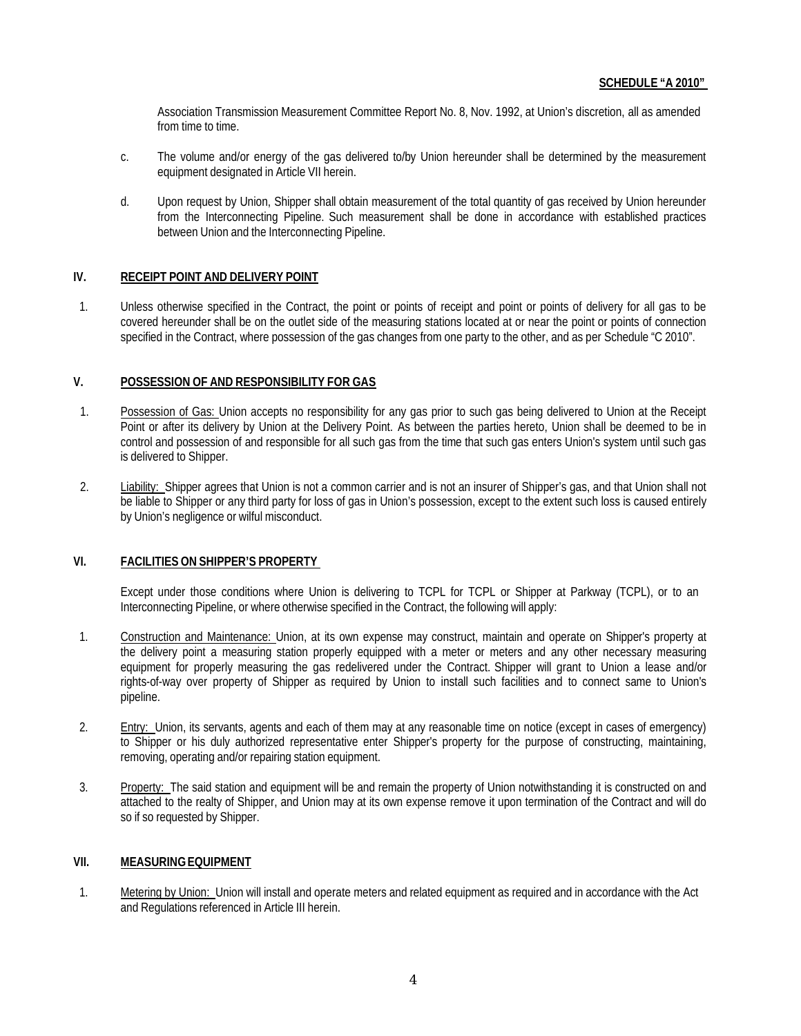Association Transmission Measurement Committee Report No. 8, Nov. 1992, at Union's discretion, all as amended from time to time.

c. The volume and/or energy of the gas delivered to/by Union hereunder shall be determined by the measurement equipment designated in Article VII herein.

d. Upon request by Union, Shipper shall obtain measurement of the total quantity of gas received by Union hereunder from the Interconnecting Pipeline. Such measurement shall be done in accordance with established practices between Union and the Interconnecting Pipeline.

## IV. RECEIPT POINT AND DELIVERY POINT

1. Unless otherwise specified in the Contract, the point or points of receipt and point or points of delivery for all gas to be covered hereunder shall be on the outlet side of the measuring stations located at or near the point or points of connection specified in the Contract, where possession of the gas changes from one party to the other, and as per Schedule "C 2010".

## V. POSSESSION OF AND RESPONSIBILITY FOR GAS

1. Possession of Gas: Union accepts no responsibility for any gas prior to such gas being delivered to Union at the Receipt Point or after its delivery by Union at the Delivery Point. As between the parties hereto, Union shall be deemed to be in control and possession of and responsible for all such gas from the time that such gas enters Union's system until such gas is delivered to Shipper.

2. Liability: Shipper agrees that Union is not a common carrier and is not an insurer of Shipper's gas, and that Union shall not be liable to Shipper or any third party for loss of gas in Union's possession, except to the extent such loss is caused entirely by Union's negligence or wilful misconduct.

## VI. FACILITIES ON SHIPPER'S PROPERTY

Except under those conditions where Union is delivering to TCPL for TCPL or Shipper at Parkway (TCPL), or to an Interconnecting Pipeline, or where otherwise specified in the Contract, the following will apply:

1. Construction and Maintenance: Union, at its own expense may construct, maintain and operate on Shipper's property at the delivery point a measuring station properly equipped with a meter or meters and any other necessary measuring equipment for properly measuring the gas redelivered under the Contract. Shipper will grant to Union a lease and/or rights-of-way over property of Shipper as required by Union to install such facilities and to connect same to Union's pipeline.

2. Entry: Union, its servants, agents and each of them may at any reasonable time on notice (except in cases of emergency) to Shipper or his duly authorized representative enter Shipper's property for the purpose of constructing, maintaining, removing, operating and/or repairing station equipment.

3. Property: The said station and equipment will be and remain the property of Union notwithstanding it is constructed on and attached to the realty of Shipper, and Union may at its own expense remove it upon termination of the Contract and will do so if so requested by Shipper.

## VII. MEASURING EQUIPMENT

1. Metering by Union: Union will install and operate meters and related equipment as required and in accordance with the Act and Regulations referenced in Article III herein.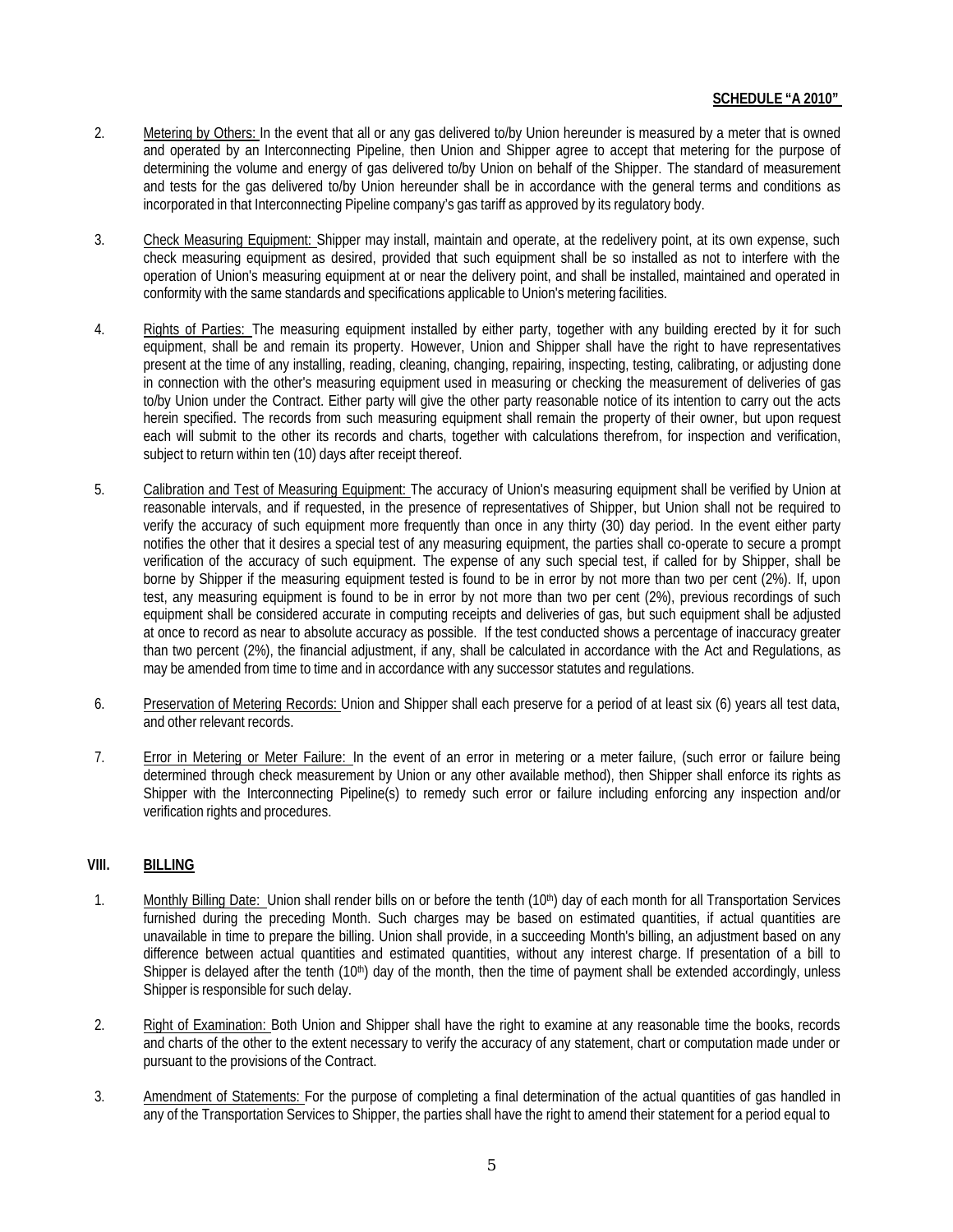**SCHEDULE "A 2010"**

2. Metering by Others: In the event that all or any gas delivered to/by Union hereunder is measured by a meter that is owned and operated by an Interconnecting Pipeline, then Union and Shipper agree to accept that metering for the purpose of determining the volume and energy of gas delivered to/by Union on behalf of the Shipper. The standard of measurement and tests for the gas delivered to/by Union hereunder shall be in accordance with the general terms and conditions as incorporated in that Interconnecting Pipeline company's gas tariff as approved by its regulatory body.

3. Check Measuring Equipment: Shipper may install, maintain and operate, at the redelivery point, at its own expense, such check measuring equipment as desired, provided that such equipment shall be so installed as not to interfere with the operation of Union's measuring equipment at or near the delivery point, and shall be installed, maintained and operated in conformity with the same standards and specifications applicable to Union's metering facilities.

4. Rights of Parties: The measuring equipment installed by either party, together with any building erected by it for such equipment, shall be and remain its property. However, Union and Shipper shall have the right to have representatives present at the time of any installing, reading, cleaning, changing, repairing, inspecting, testing, calibrating, or adjusting done in connection with the other's measuring equipment used in measuring or checking the measurement of deliveries of gas to/by Union under the Contract. Either party will give the other party reasonable notice of its intention to carry out the acts herein specified. The records from such measuring equipment shall remain the property of their owner, but upon request each will submit to the other its records and charts, together with calculations therefrom, for inspection and verification, subject to return within ten (10) days after receipt thereof.

5. Calibration and Test of Measuring Equipment: The accuracy of Union's measuring equipment shall be verified by Union at reasonable intervals, and if requested, in the presence of representatives of Shipper, but Union shall not be required to verify the accuracy of such equipment more frequently than once in any thirty (30) day period. In the event either party notifies the other that it desires a special test of any measuring equipment, the parties shall co-operate to secure a prompt verification of the accuracy of such equipment. The expense of any such special test, if called for by Shipper, shall be borne by Shipper if the measuring equipment tested is found to be in error by not more than two per cent (2%). If, upon test, any measuring equipment is found to be in error by not more than two per cent (2%), previous recordings of such equipment shall be considered accurate in computing receipts and deliveries of gas, but such equipment shall be adjusted at once to record as near to absolute accuracy as possible. If the test conducted shows a percentage of inaccuracy greater than two percent (2%), the financial adjustment, if any, shall be calculated in accordance with the Act and Regulations, as may be amended from time to time and in accordance with any successor statutes and regulations.

6. Preservation of Metering Records: Union and Shipper shall each preserve for a period of at least six (6) years all test data, and other relevant records.

7. Error in Metering or Meter Failure: In the event of an error in metering or a meter failure, (such error or failure being determined through check measurement by Union or any other available method), then Shipper shall enforce its rights as Shipper with the Interconnecting Pipeline(s) to remedy such error or failure including enforcing any inspection and/or verification rights and procedures.

## VIII. BILLING

1. Monthly Billing Date: Union shall render bills on or before the tenth (10th) day of each month for all Transportation Services furnished during the preceding Month. Such charges may be based on estimated quantities, if actual quantities are unavailable in time to prepare the billing. Union shall provide, in a succeeding Month's billing, an adjustment based on any difference between actual quantities and estimated quantities, without any interest charge. If presentation of a bill to Shipper is delayed after the tenth (10th) day of the month, then the time of payment shall be extended accordingly, unless Shipper is responsible for such delay.

2. Right of Examination: Both Union and Shipper shall have the right to examine at any reasonable time the books, records and charts of the other to the extent necessary to verify the accuracy of any statement, chart or computation made under or pursuant to the provisions of the Contract.

3. Amendment of Statements: For the purpose of completing a final determination of the actual quantities of gas handled in any of the Transportation Services to Shipper, the parties shall have the right to amend their statement for a period equal to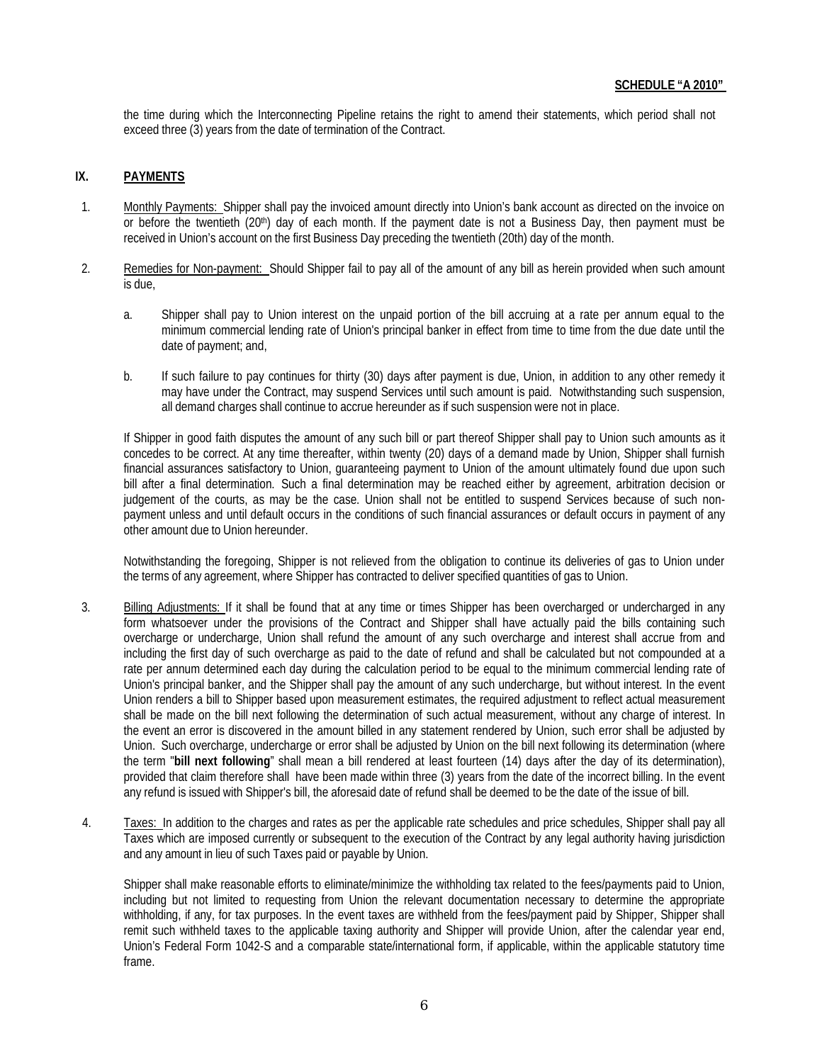the time during which the Interconnecting Pipeline retains the right to amend their statements, which period shall not exceed three (3) years from the date of termination of the Contract.

## IX. PAYMENTS

1. Monthly Payments: Shipper shall pay the invoiced amount directly into Union's bank account as directed on the invoice on or before the twentieth (20th) day of each month. If the payment date is not a Business Day, then payment must be received in Union's account on the first Business Day preceding the twentieth (20th) day of the month.

2. Remedies for Non-payment: Should Shipper fail to pay all of the amount of any bill as herein provided when such amount is due,

   a. Shipper shall pay to Union interest on the unpaid portion of the bill accruing at a rate per annum equal to the minimum commercial lending rate of Union's principal banker in effect from time to time from the due date until the date of payment; and,

   b. If such failure to pay continues for thirty (30) days after payment is due, Union, in addition to any other remedy it may have under the Contract, may suspend Services until such amount is paid. Notwithstanding such suspension, all demand charges shall continue to accrue hereunder as if such suspension were not in place.

   If Shipper in good faith disputes the amount of any such bill or part thereof Shipper shall pay to Union such amounts as it concedes to be correct. At any time thereafter, within twenty (20) days of a demand made by Union, Shipper shall furnish financial assurances satisfactory to Union, guaranteeing payment to Union of the amount ultimately found due upon such bill after a final determination. Such a final determination may be reached either by agreement, arbitration decision or judgement of the courts, as may be the case. Union shall not be entitled to suspend Services because of such non-payment unless and until default occurs in the conditions of such financial assurances or default occurs in payment of any other amount due to Union hereunder.

   Notwithstanding the foregoing, Shipper is not relieved from the obligation to continue its deliveries of gas to Union under the terms of any agreement, where Shipper has contracted to deliver specified quantities of gas to Union.

3. Billing Adjustments: If it shall be found that at any time or times Shipper has been overcharged or undercharged in any form whatsoever under the provisions of the Contract and Shipper shall have actually paid the bills containing such overcharge or undercharge, Union shall refund the amount of any such overcharge and interest shall accrue from and including the first day of such overcharge as paid to the date of refund and shall be calculated but not compounded at a rate per annum determined each day during the calculation period to be equal to the minimum commercial lending rate of Union's principal banker, and the Shipper shall pay the amount of any such undercharge, but without interest. In the event Union renders a bill to Shipper based upon measurement estimates, the required adjustment to reflect actual measurement shall be made on the bill next following the determination of such actual measurement, without any charge of interest. In the event an error is discovered in the amount billed in any statement rendered by Union, such error shall be adjusted by Union. Such overcharge, undercharge or error shall be adjusted by Union on the bill next following its determination (where the term "**bill next following**" shall mean a bill rendered at least fourteen (14) days after the day of its determination), provided that claim therefore shall have been made within three (3) years from the date of the incorrect billing. In the event any refund is issued with Shipper's bill, the aforesaid date of refund shall be deemed to be the date of the issue of bill.

4. Taxes: In addition to the charges and rates as per the applicable rate schedules and price schedules, Shipper shall pay all Taxes which are imposed currently or subsequent to the execution of the Contract by any legal authority having jurisdiction and any amount in lieu of such Taxes paid or payable by Union.

   Shipper shall make reasonable efforts to eliminate/minimize the withholding tax related to the fees/payments paid to Union, including but not limited to requesting from Union the relevant documentation necessary to determine the appropriate withholding, if any, for tax purposes. In the event taxes are withheld from the fees/payment paid by Shipper, Shipper shall remit such withheld taxes to the applicable taxing authority and Shipper will provide Union, after the calendar year end, Union's Federal Form 1042-S and a comparable state/international form, if applicable, within the applicable statutory time frame.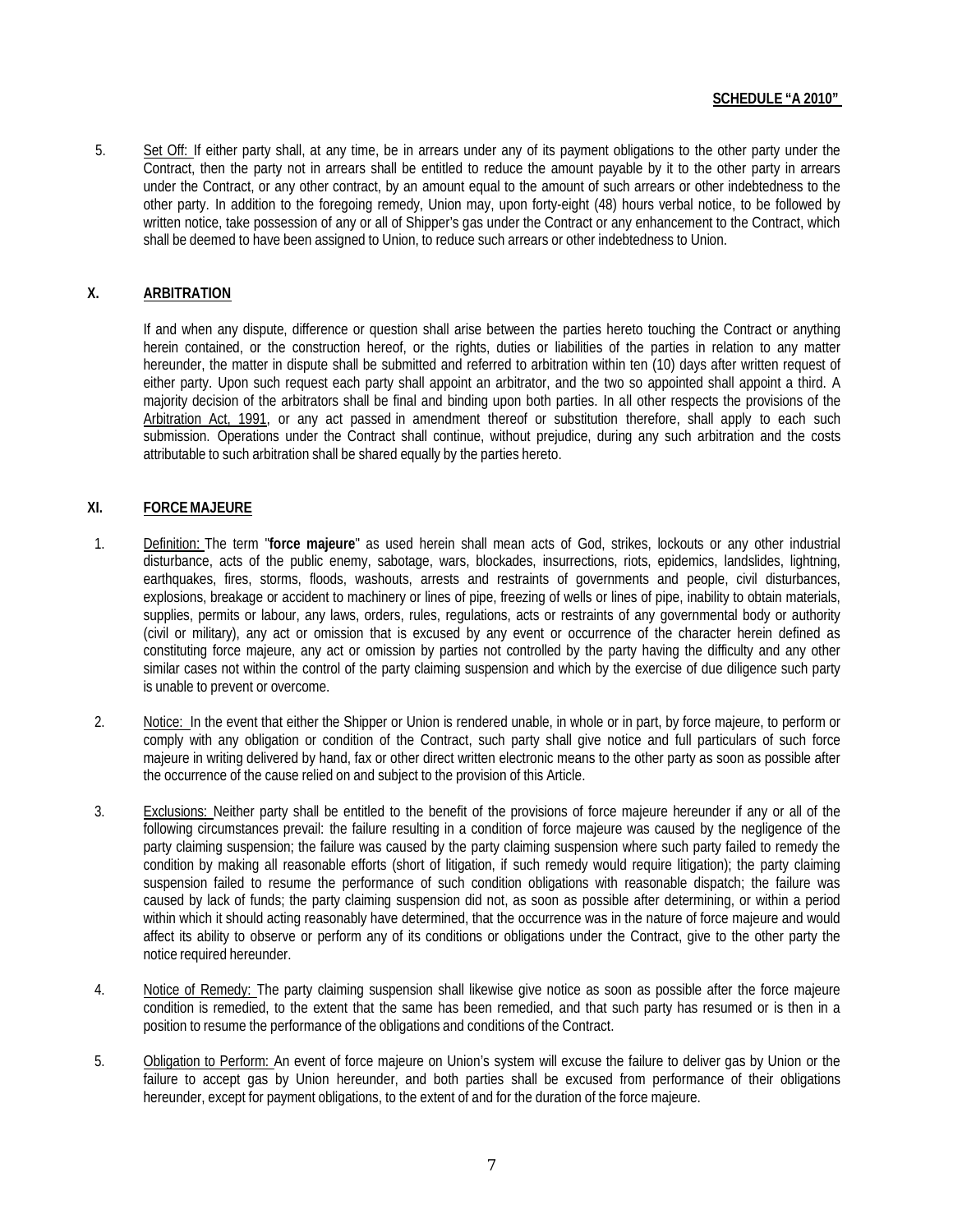**SCHEDULE "A 2010"**

5. Set Off: If either party shall, at any time, be in arrears under any of its payment obligations to the other party under the Contract, then the party not in arrears shall be entitled to reduce the amount payable by it to the other party in arrears under the Contract, or any other contract, by an amount equal to the amount of such arrears or other indebtedness to the other party. In addition to the foregoing remedy, Union may, upon forty-eight (48) hours verbal notice, to be followed by written notice, take possession of any or all of Shipper's gas under the Contract or any enhancement to the Contract, which shall be deemed to have been assigned to Union, to reduce such arrears or other indebtedness to Union.

## X. ARBITRATION

If and when any dispute, difference or question shall arise between the parties hereto touching the Contract or anything herein contained, or the construction hereof, or the rights, duties or liabilities of the parties in relation to any matter hereunder, the matter in dispute shall be submitted and referred to arbitration within ten (10) days after written request of either party. Upon such request each party shall appoint an arbitrator, and the two so appointed shall appoint a third. A majority decision of the arbitrators shall be final and binding upon both parties. In all other respects the provisions of the Arbitration Act, 1991, or any act passed in amendment thereof or substitution therefore, shall apply to each such submission. Operations under the Contract shall continue, without prejudice, during any such arbitration and the costs attributable to such arbitration shall be shared equally by the parties hereto.

## XI. FORCE MAJEURE

1. Definition: The term "**force majeure**" as used herein shall mean acts of God, strikes, lockouts or any other industrial disturbance, acts of the public enemy, sabotage, wars, blockades, insurrections, riots, epidemics, landslides, lightning, earthquakes, fires, storms, floods, washouts, arrests and restraints of governments and people, civil disturbances, explosions, breakage or accident to machinery or lines of pipe, freezing of wells or lines of pipe, inability to obtain materials, supplies, permits or labour, any laws, orders, rules, regulations, acts or restraints of any governmental body or authority (civil or military), any act or omission that is excused by any event or occurrence of the character herein defined as constituting force majeure, any act or omission by parties not controlled by the party having the difficulty and any other similar cases not within the control of the party claiming suspension and which by the exercise of due diligence such party is unable to prevent or overcome.

2. Notice: In the event that either the Shipper or Union is rendered unable, in whole or in part, by force majeure, to perform or comply with any obligation or condition of the Contract, such party shall give notice and full particulars of such force majeure in writing delivered by hand, fax or other direct written electronic means to the other party as soon as possible after the occurrence of the cause relied on and subject to the provision of this Article.

3. Exclusions: Neither party shall be entitled to the benefit of the provisions of force majeure hereunder if any or all of the following circumstances prevail: the failure resulting in a condition of force majeure was caused by the negligence of the party claiming suspension; the failure was caused by the party claiming suspension where such party failed to remedy the condition by making all reasonable efforts (short of litigation, if such remedy would require litigation); the party claiming suspension failed to resume the performance of such condition obligations with reasonable dispatch; the failure was caused by lack of funds; the party claiming suspension did not, as soon as possible after determining, or within a period within which it should acting reasonably have determined, that the occurrence was in the nature of force majeure and would affect its ability to observe or perform any of its conditions or obligations under the Contract, give to the other party the notice required hereunder.

4. Notice of Remedy: The party claiming suspension shall likewise give notice as soon as possible after the force majeure condition is remedied, to the extent that the same has been remedied, and that such party has resumed or is then in a position to resume the performance of the obligations and conditions of the Contract.

5. Obligation to Perform: An event of force majeure on Union's system will excuse the failure to deliver gas by Union or the failure to accept gas by Union hereunder, and both parties shall be excused from performance of their obligations hereunder, except for payment obligations, to the extent of and for the duration of the force majeure.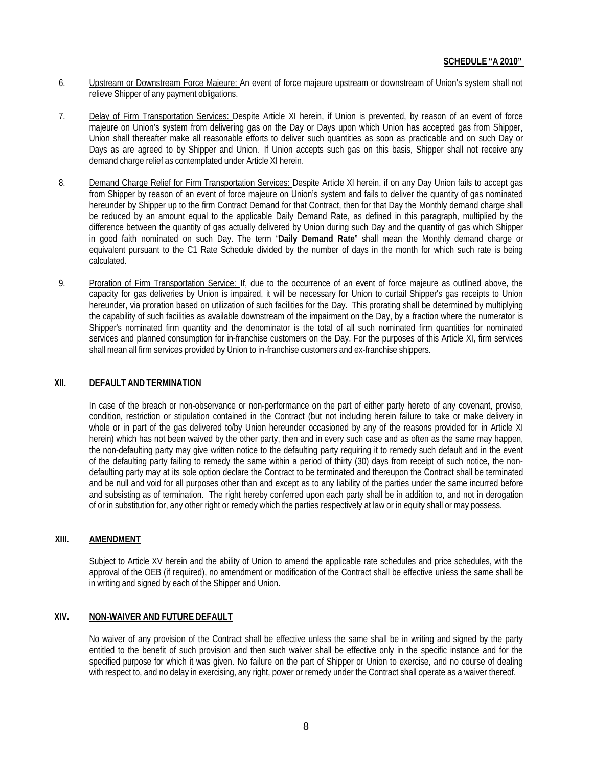6. Upstream or Downstream Force Majeure: An event of force majeure upstream or downstream of Union's system shall not relieve Shipper of any payment obligations.

7. Delay of Firm Transportation Services: Despite Article XI herein, if Union is prevented, by reason of an event of force majeure on Union's system from delivering gas on the Day or Days upon which Union has accepted gas from Shipper, Union shall thereafter make all reasonable efforts to deliver such quantities as soon as practicable and on such Day or Days as are agreed to by Shipper and Union. If Union accepts such gas on this basis, Shipper shall not receive any demand charge relief as contemplated under Article XI herein.

8. Demand Charge Relief for Firm Transportation Services: Despite Article XI herein, if on any Day Union fails to accept gas from Shipper by reason of an event of force majeure on Union's system and fails to deliver the quantity of gas nominated hereunder by Shipper up to the firm Contract Demand for that Contract, then for that Day the Monthly demand charge shall be reduced by an amount equal to the applicable Daily Demand Rate, as defined in this paragraph, multiplied by the difference between the quantity of gas actually delivered by Union during such Day and the quantity of gas which Shipper in good faith nominated on such Day. The term "**Daily Demand Rate**" shall mean the Monthly demand charge or equivalent pursuant to the C1 Rate Schedule divided by the number of days in the month for which such rate is being calculated.

9. Proration of Firm Transportation Service: If, due to the occurrence of an event of force majeure as outlined above, the capacity for gas deliveries by Union is impaired, it will be necessary for Union to curtail Shipper's gas receipts to Union hereunder, via proration based on utilization of such facilities for the Day. This prorating shall be determined by multiplying the capability of such facilities as available downstream of the impairment on the Day, by a fraction where the numerator is Shipper's nominated firm quantity and the denominator is the total of all such nominated firm quantities for nominated services and planned consumption for in-franchise customers on the Day. For the purposes of this Article XI, firm services shall mean all firm services provided by Union to in-franchise customers and ex-franchise shippers.

## XII. DEFAULT AND TERMINATION

In case of the breach or non-observance or non-performance on the part of either party hereto of any covenant, proviso, condition, restriction or stipulation contained in the Contract (but not including herein failure to take or make delivery in whole or in part of the gas delivered to/by Union hereunder occasioned by any of the reasons provided for in Article XI herein) which has not been waived by the other party, then and in every such case and as often as the same may happen, the non-defaulting party may give written notice to the defaulting party requiring it to remedy such default and in the event of the defaulting party failing to remedy the same within a period of thirty (30) days from receipt of such notice, the non-defaulting party may at its sole option declare the Contract to be terminated and thereupon the Contract shall be terminated and be null and void for all purposes other than and except as to any liability of the parties under the same incurred before and subsisting as of termination. The right hereby conferred upon each party shall be in addition to, and not in derogation of or in substitution for, any other right or remedy which the parties respectively at law or in equity shall or may possess.

## XIII. AMENDMENT

Subject to Article XV herein and the ability of Union to amend the applicable rate schedules and price schedules, with the approval of the OEB (if required), no amendment or modification of the Contract shall be effective unless the same shall be in writing and signed by each of the Shipper and Union.

## XIV. NON-WAIVER AND FUTURE DEFAULT

No waiver of any provision of the Contract shall be effective unless the same shall be in writing and signed by the party entitled to the benefit of such provision and then such waiver shall be effective only in the specific instance and for the specified purpose for which it was given. No failure on the part of Shipper or Union to exercise, and no course of dealing with respect to, and no delay in exercising, any right, power or remedy under the Contract shall operate as a waiver thereof.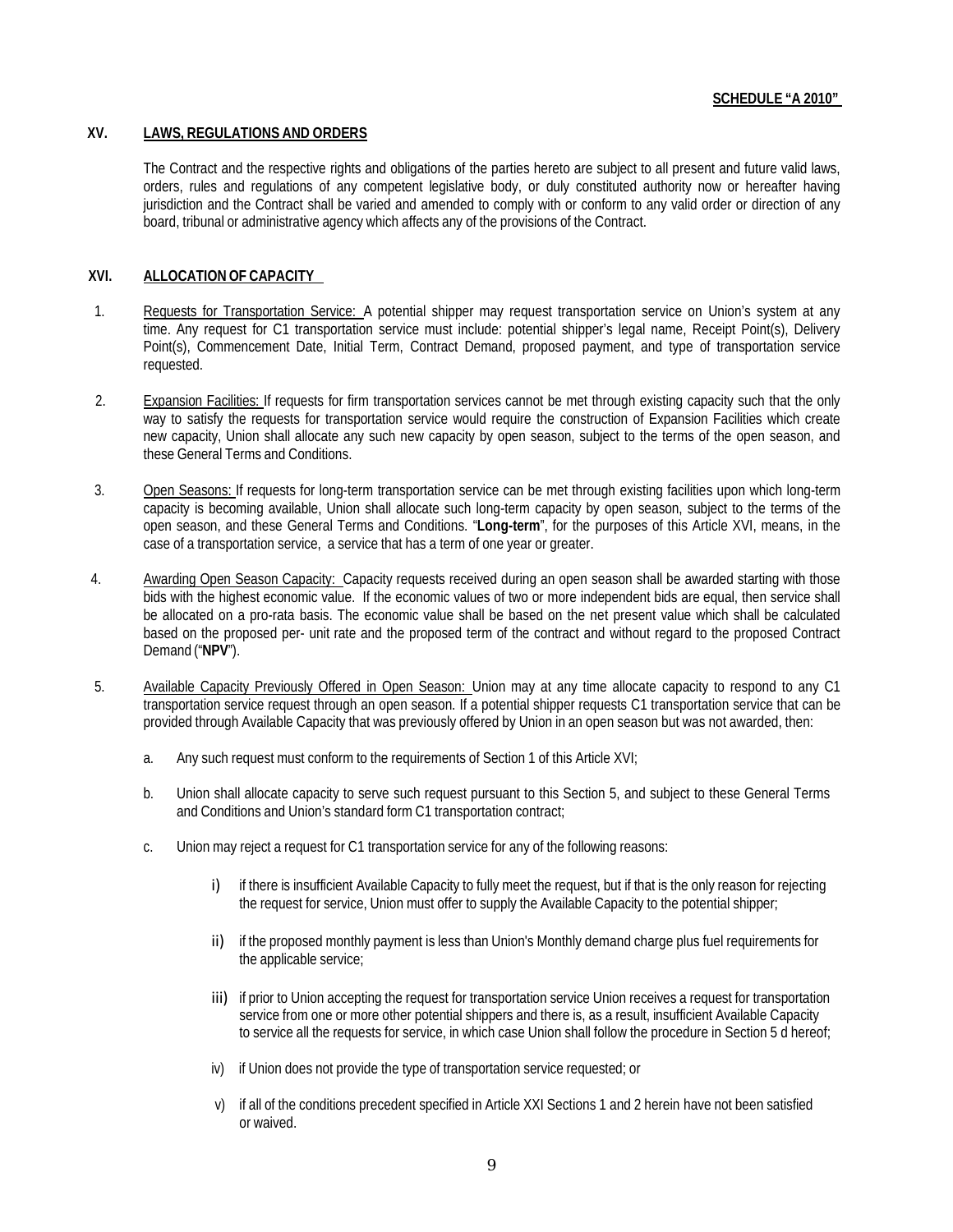**SCHEDULE "A 2010"**

## XV. LAWS, REGULATIONS AND ORDERS

The Contract and the respective rights and obligations of the parties hereto are subject to all present and future valid laws, orders, rules and regulations of any competent legislative body, or duly constituted authority now or hereafter having jurisdiction and the Contract shall be varied and amended to comply with or conform to any valid order or direction of any board, tribunal or administrative agency which affects any of the provisions of the Contract.

## XVI. ALLOCATION OF CAPACITY

1. Requests for Transportation Service: A potential shipper may request transportation service on Union's system at any time. Any request for C1 transportation service must include: potential shipper's legal name, Receipt Point(s), Delivery Point(s), Commencement Date, Initial Term, Contract Demand, proposed payment, and type of transportation service requested.

2. Expansion Facilities: If requests for firm transportation services cannot be met through existing capacity such that the only way to satisfy the requests for transportation service would require the construction of Expansion Facilities which create new capacity, Union shall allocate any such new capacity by open season, subject to the terms of the open season, and these General Terms and Conditions.

3. Open Seasons: If requests for long-term transportation service can be met through existing facilities upon which long-term capacity is becoming available, Union shall allocate such long-term capacity by open season, subject to the terms of the open season, and these General Terms and Conditions. "**Long-term**", for the purposes of this Article XVI, means, in the case of a transportation service, a service that has a term of one year or greater.

4. Awarding Open Season Capacity: Capacity requests received during an open season shall be awarded starting with those bids with the highest economic value. If the economic values of two or more independent bids are equal, then service shall be allocated on a pro-rata basis. The economic value shall be based on the net present value which shall be calculated based on the proposed per- unit rate and the proposed term of the contract and without regard to the proposed Contract Demand ("**NPV**").

5. Available Capacity Previously Offered in Open Season: Union may at any time allocate capacity to respond to any C1 transportation service request through an open season. If a potential shipper requests C1 transportation service that can be provided through Available Capacity that was previously offered by Union in an open season but was not awarded, then:

   a. Any such request must conform to the requirements of Section 1 of this Article XVI;

   b. Union shall allocate capacity to serve such request pursuant to this Section 5, and subject to these General Terms and Conditions and Union's standard form C1 transportation contract;

   c. Union may reject a request for C1 transportation service for any of the following reasons:

      i) if there is insufficient Available Capacity to fully meet the request, but if that is the only reason for rejecting the request for service, Union must offer to supply the Available Capacity to the potential shipper;

      ii) if the proposed monthly payment is less than Union's Monthly demand charge plus fuel requirements for the applicable service;

      iii) if prior to Union accepting the request for transportation service Union receives a request for transportation service from one or more other potential shippers and there is, as a result, insufficient Available Capacity to service all the requests for service, in which case Union shall follow the procedure in Section 5 d hereof;

      iv) if Union does not provide the type of transportation service requested; or

      v) if all of the conditions precedent specified in Article XXI Sections 1 and 2 herein have not been satisfied or waived.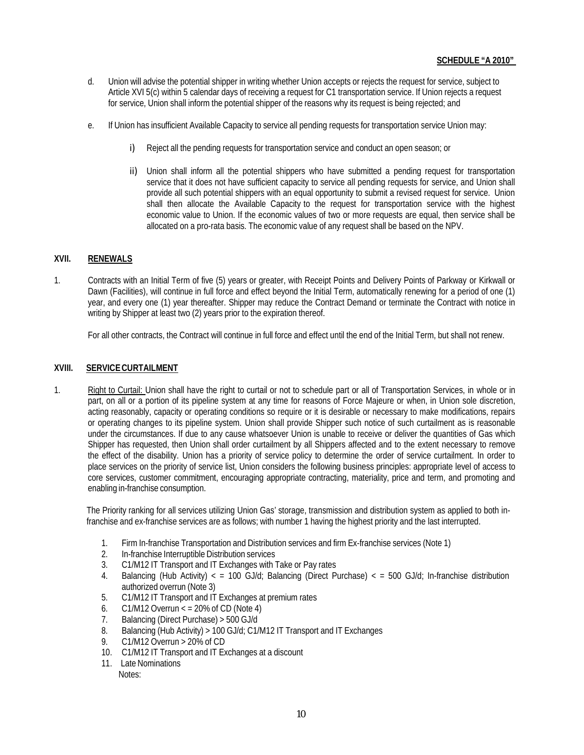d. Union will advise the potential shipper in writing whether Union accepts or rejects the request for service, subject to Article XVI 5(c) within 5 calendar days of receiving a request for C1 transportation service. If Union rejects a request for service, Union shall inform the potential shipper of the reasons why its request is being rejected; and

e. If Union has insufficient Available Capacity to service all pending requests for transportation service Union may:

   i) Reject all the pending requests for transportation service and conduct an open season; or

   ii) Union shall inform all the potential shippers who have submitted a pending request for transportation service that it does not have sufficient capacity to service all pending requests for service, and Union shall provide all such potential shippers with an equal opportunity to submit a revised request for service. Union shall then allocate the Available Capacity to the request for transportation service with the highest economic value to Union. If the economic values of two or more requests are equal, then service shall be allocated on a pro-rata basis. The economic value of any request shall be based on the NPV.

## XVII. RENEWALS

1. Contracts with an Initial Term of five (5) years or greater, with Receipt Points and Delivery Points of Parkway or Kirkwall or Dawn (Facilities), will continue in full force and effect beyond the Initial Term, automatically renewing for a period of one (1) year, and every one (1) year thereafter. Shipper may reduce the Contract Demand or terminate the Contract with notice in writing by Shipper at least two (2) years prior to the expiration thereof.

   For all other contracts, the Contract will continue in full force and effect until the end of the Initial Term, but shall not renew.

## XVIII. SERVICE CURTAILMENT

1. Right to Curtail: Union shall have the right to curtail or not to schedule part or all of Transportation Services, in whole or in part, on all or a portion of its pipeline system at any time for reasons of Force Majeure or when, in Union sole discretion, acting reasonably, capacity or operating conditions so require or it is desirable or necessary to make modifications, repairs or operating changes to its pipeline system. Union shall provide Shipper such notice of such curtailment as is reasonable under the circumstances. If due to any cause whatsoever Union is unable to receive or deliver the quantities of Gas which Shipper has requested, then Union shall order curtailment by all Shippers affected and to the extent necessary to remove the effect of the disability. Union has a priority of service policy to determine the order of service curtailment. In order to place services on the priority of service list, Union considers the following business principles: appropriate level of access to core services, customer commitment, encouraging appropriate contracting, materiality, price and term, and promoting and enabling in-franchise consumption.

   The Priority ranking for all services utilizing Union Gas' storage, transmission and distribution system as applied to both in-franchise and ex-franchise services are as follows; with number 1 having the highest priority and the last interrupted.

   1. Firm In-franchise Transportation and Distribution services and firm Ex-franchise services (Note 1)
   2. In-franchise Interruptible Distribution services
   3. C1/M12 IT Transport and IT Exchanges with Take or Pay rates
   4. Balancing (Hub Activity) < = 100 GJ/d; Balancing (Direct Purchase) < = 500 GJ/d; In-franchise distribution authorized overrun (Note 3)
   5. C1/M12 IT Transport and IT Exchanges at premium rates
   6. C1/M12 Overrun < = 20% of CD (Note 4)
   7. Balancing (Direct Purchase) > 500 GJ/d
   8. Balancing (Hub Activity) > 100 GJ/d; C1/M12 IT Transport and IT Exchanges
   9. C1/M12 Overrun > 20% of CD
   10. C1/M12 IT Transport and IT Exchanges at a discount
   11. Late Nominations

   Notes: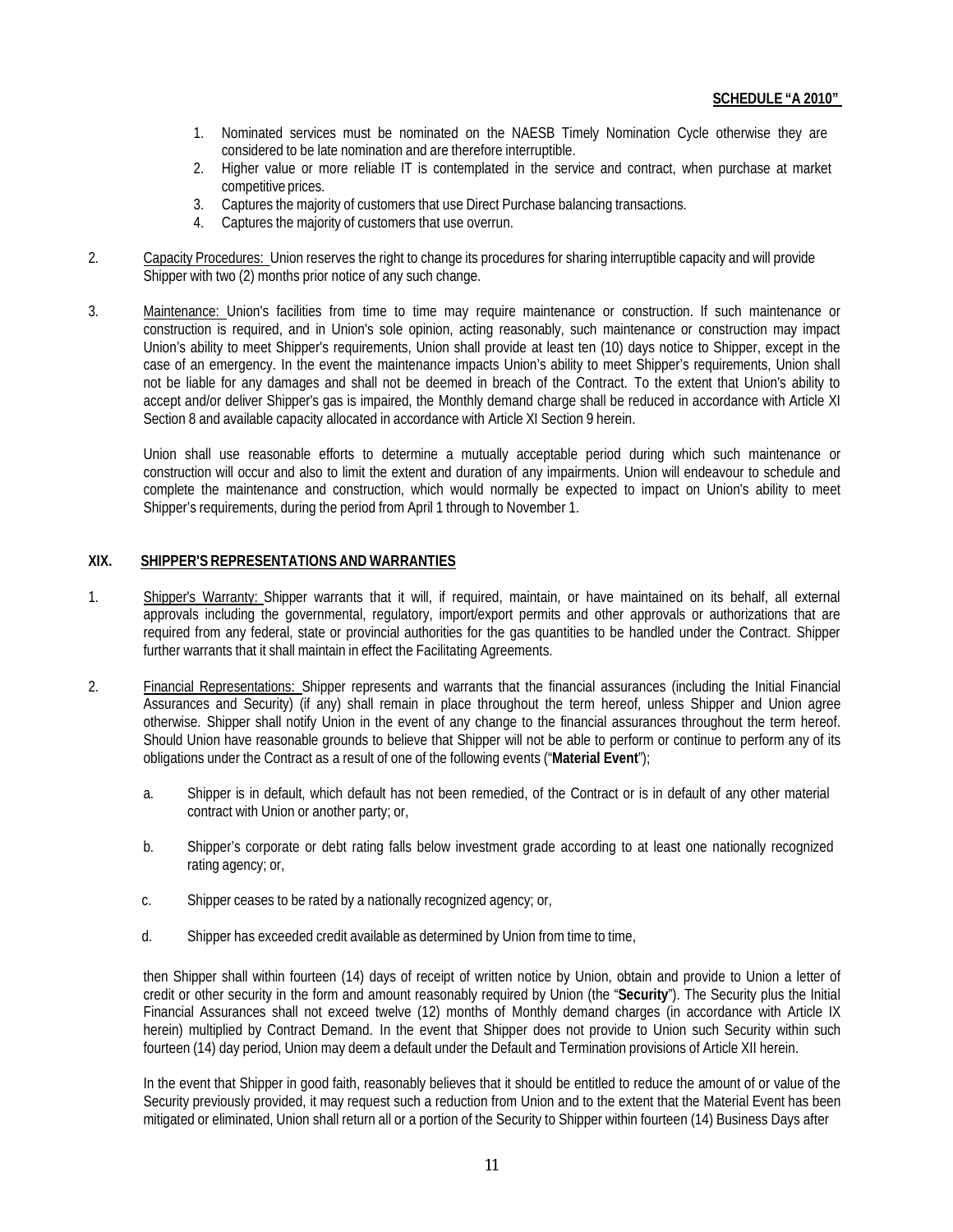**SCHEDULE "A 2010"**

1. Nominated services must be nominated on the NAESB Timely Nomination Cycle otherwise they are considered to be late nomination and are therefore interruptible.
2. Higher value or more reliable IT is contemplated in the service and contract, when purchase at market competitive prices.
3. Captures the majority of customers that use Direct Purchase balancing transactions.
4. Captures the majority of customers that use overrun.

2. Capacity Procedures: Union reserves the right to change its procedures for sharing interruptible capacity and will provide Shipper with two (2) months prior notice of any such change.

3. Maintenance: Union's facilities from time to time may require maintenance or construction. If such maintenance or construction is required, and in Union's sole opinion, acting reasonably, such maintenance or construction may impact Union's ability to meet Shipper's requirements, Union shall provide at least ten (10) days notice to Shipper, except in the case of an emergency. In the event the maintenance impacts Union's ability to meet Shipper's requirements, Union shall not be liable for any damages and shall not be deemed in breach of the Contract. To the extent that Union's ability to accept and/or deliver Shipper's gas is impaired, the Monthly demand charge shall be reduced in accordance with Article XI Section 8 and available capacity allocated in accordance with Article XI Section 9 herein.

   Union shall use reasonable efforts to determine a mutually acceptable period during which such maintenance or construction will occur and also to limit the extent and duration of any impairments. Union will endeavour to schedule and complete the maintenance and construction, which would normally be expected to impact on Union's ability to meet Shipper's requirements, during the period from April 1 through to November 1.

## XIX. SHIPPER'S REPRESENTATIONS AND WARRANTIES

1. Shipper's Warranty: Shipper warrants that it will, if required, maintain, or have maintained on its behalf, all external approvals including the governmental, regulatory, import/export permits and other approvals or authorizations that are required from any federal, state or provincial authorities for the gas quantities to be handled under the Contract. Shipper further warrants that it shall maintain in effect the Facilitating Agreements.

2. Financial Representations: Shipper represents and warrants that the financial assurances (including the Initial Financial Assurances and Security) (if any) shall remain in place throughout the term hereof, unless Shipper and Union agree otherwise. Shipper shall notify Union in the event of any change to the financial assurances throughout the term hereof. Should Union have reasonable grounds to believe that Shipper will not be able to perform or continue to perform any of its obligations under the Contract as a result of one of the following events ("**Material Event**");

   a. Shipper is in default, which default has not been remedied, of the Contract or is in default of any other material contract with Union or another party; or,

   b. Shipper's corporate or debt rating falls below investment grade according to at least one nationally recognized rating agency; or,

   c. Shipper ceases to be rated by a nationally recognized agency; or,

   d. Shipper has exceeded credit available as determined by Union from time to time,

   then Shipper shall within fourteen (14) days of receipt of written notice by Union, obtain and provide to Union a letter of credit or other security in the form and amount reasonably required by Union (the "**Security**"). The Security plus the Initial Financial Assurances shall not exceed twelve (12) months of Monthly demand charges (in accordance with Article IX herein) multiplied by Contract Demand. In the event that Shipper does not provide to Union such Security within such fourteen (14) day period, Union may deem a default under the Default and Termination provisions of Article XII herein.

   In the event that Shipper in good faith, reasonably believes that it should be entitled to reduce the amount of or value of the Security previously provided, it may request such a reduction from Union and to the extent that the Material Event has been mitigated or eliminated, Union shall return all or a portion of the Security to Shipper within fourteen (14) Business Days after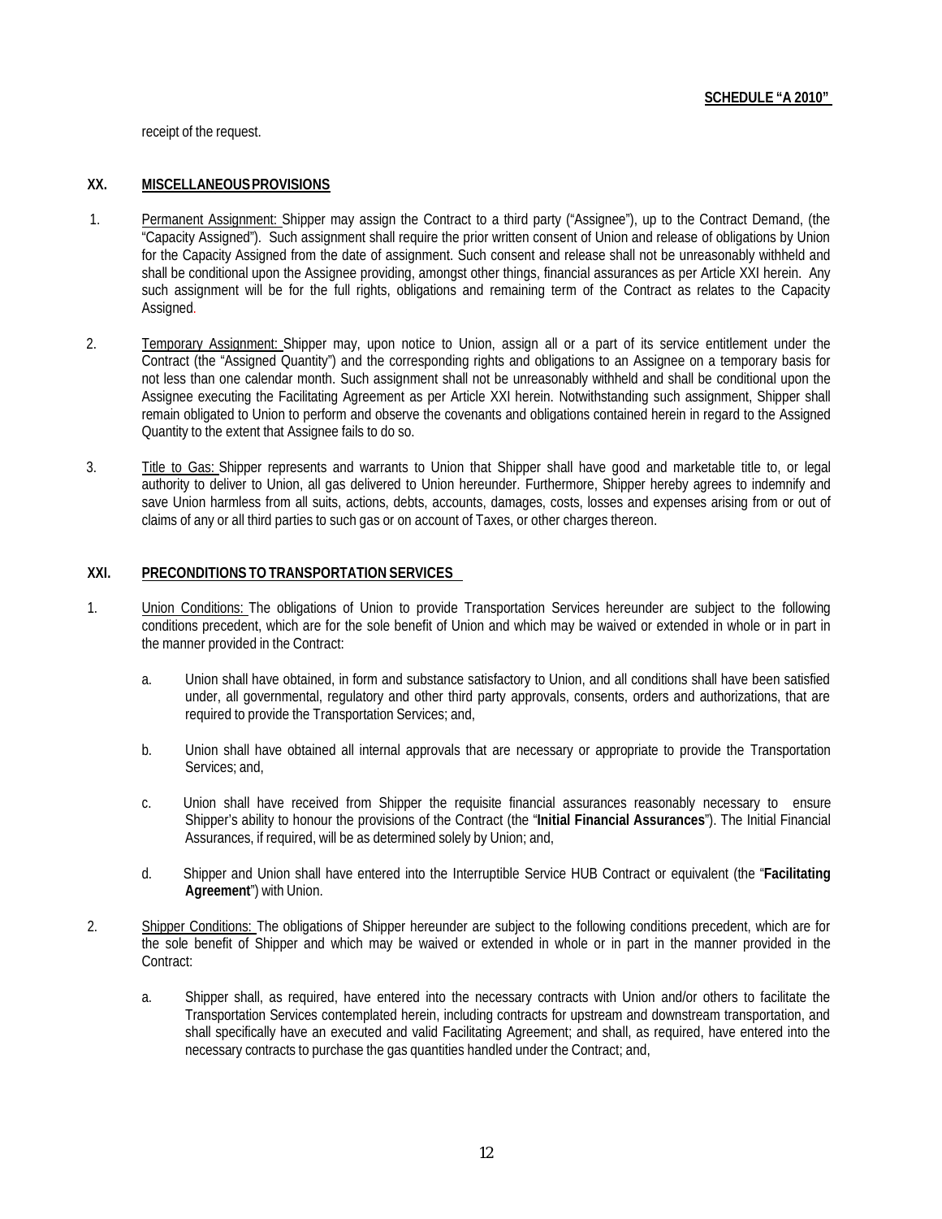receipt of the request.

## XX. MISCELLANEOUS PROVISIONS

1. Permanent Assignment: Shipper may assign the Contract to a third party ("Assignee"), up to the Contract Demand, (the "Capacity Assigned"). Such assignment shall require the prior written consent of Union and release of obligations by Union for the Capacity Assigned from the date of assignment. Such consent and release shall not be unreasonably withheld and shall be conditional upon the Assignee providing, amongst other things, financial assurances as per Article XXI herein. Any such assignment will be for the full rights, obligations and remaining term of the Contract as relates to the Capacity Assigned.

2. Temporary Assignment: Shipper may, upon notice to Union, assign all or a part of its service entitlement under the Contract (the "Assigned Quantity") and the corresponding rights and obligations to an Assignee on a temporary basis for not less than one calendar month. Such assignment shall not be unreasonably withheld and shall be conditional upon the Assignee executing the Facilitating Agreement as per Article XXI herein. Notwithstanding such assignment, Shipper shall remain obligated to Union to perform and observe the covenants and obligations contained herein in regard to the Assigned Quantity to the extent that Assignee fails to do so.

3. Title to Gas: Shipper represents and warrants to Union that Shipper shall have good and marketable title to, or legal authority to deliver to Union, all gas delivered to Union hereunder. Furthermore, Shipper hereby agrees to indemnify and save Union harmless from all suits, actions, debts, accounts, damages, costs, losses and expenses arising from or out of claims of any or all third parties to such gas or on account of Taxes, or other charges thereon.

## XXI. PRECONDITIONS TO TRANSPORTATION SERVICES

1. Union Conditions: The obligations of Union to provide Transportation Services hereunder are subject to the following conditions precedent, which are for the sole benefit of Union and which may be waived or extended in whole or in part in the manner provided in the Contract:

   a. Union shall have obtained, in form and substance satisfactory to Union, and all conditions shall have been satisfied under, all governmental, regulatory and other third party approvals, consents, orders and authorizations, that are required to provide the Transportation Services; and,

   b. Union shall have obtained all internal approvals that are necessary or appropriate to provide the Transportation Services; and,

   c. Union shall have received from Shipper the requisite financial assurances reasonably necessary to ensure Shipper's ability to honour the provisions of the Contract (the "**Initial Financial Assurances**"). The Initial Financial Assurances, if required, will be as determined solely by Union; and,

   d. Shipper and Union shall have entered into the Interruptible Service HUB Contract or equivalent (the "**Facilitating Agreement**") with Union.

2. Shipper Conditions: The obligations of Shipper hereunder are subject to the following conditions precedent, which are for the sole benefit of Shipper and which may be waived or extended in whole or in part in the manner provided in the Contract:

   a. Shipper shall, as required, have entered into the necessary contracts with Union and/or others to facilitate the Transportation Services contemplated herein, including contracts for upstream and downstream transportation, and shall specifically have an executed and valid Facilitating Agreement; and shall, as required, have entered into the necessary contracts to purchase the gas quantities handled under the Contract; and,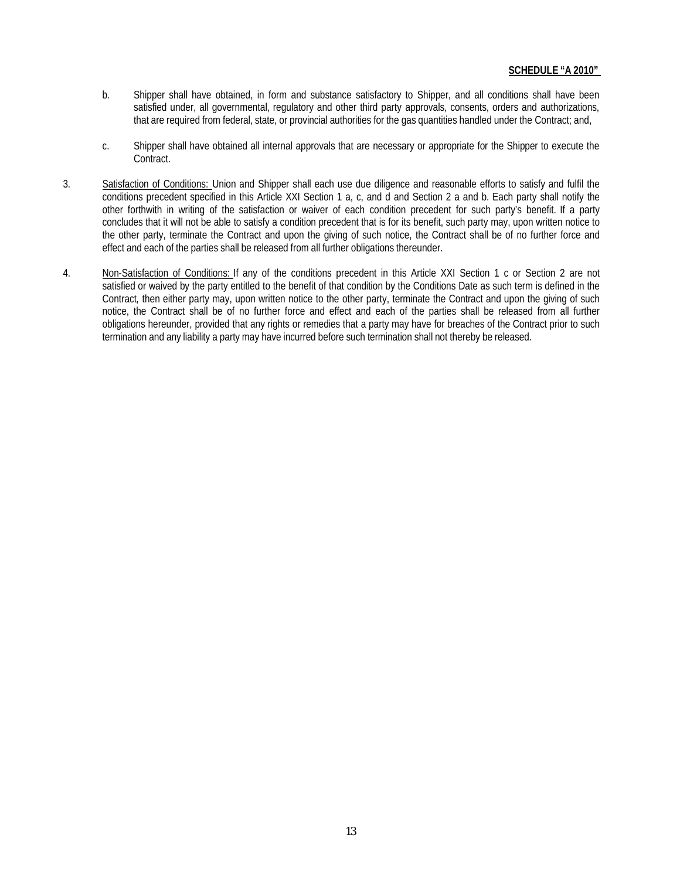**SCHEDULE "A 2010"**

b. Shipper shall have obtained, in form and substance satisfactory to Shipper, and all conditions shall have been satisfied under, all governmental, regulatory and other third party approvals, consents, orders and authorizations, that are required from federal, state, or provincial authorities for the gas quantities handled under the Contract; and,

c. Shipper shall have obtained all internal approvals that are necessary or appropriate for the Shipper to execute the Contract.

3. Satisfaction of Conditions: Union and Shipper shall each use due diligence and reasonable efforts to satisfy and fulfil the conditions precedent specified in this Article XXI Section 1 a, c, and d and Section 2 a and b. Each party shall notify the other forthwith in writing of the satisfaction or waiver of each condition precedent for such party's benefit. If a party concludes that it will not be able to satisfy a condition precedent that is for its benefit, such party may, upon written notice to the other party, terminate the Contract and upon the giving of such notice, the Contract shall be of no further force and effect and each of the parties shall be released from all further obligations thereunder.

4. Non-Satisfaction of Conditions: If any of the conditions precedent in this Article XXI Section 1 c or Section 2 are not satisfied or waived by the party entitled to the benefit of that condition by the Conditions Date as such term is defined in the Contract, then either party may, upon written notice to the other party, terminate the Contract and upon the giving of such notice, the Contract shall be of no further force and effect and each of the parties shall be released from all further obligations hereunder, provided that any rights or remedies that a party may have for breaches of the Contract prior to such termination and any liability a party may have incurred before such termination shall not thereby be released.